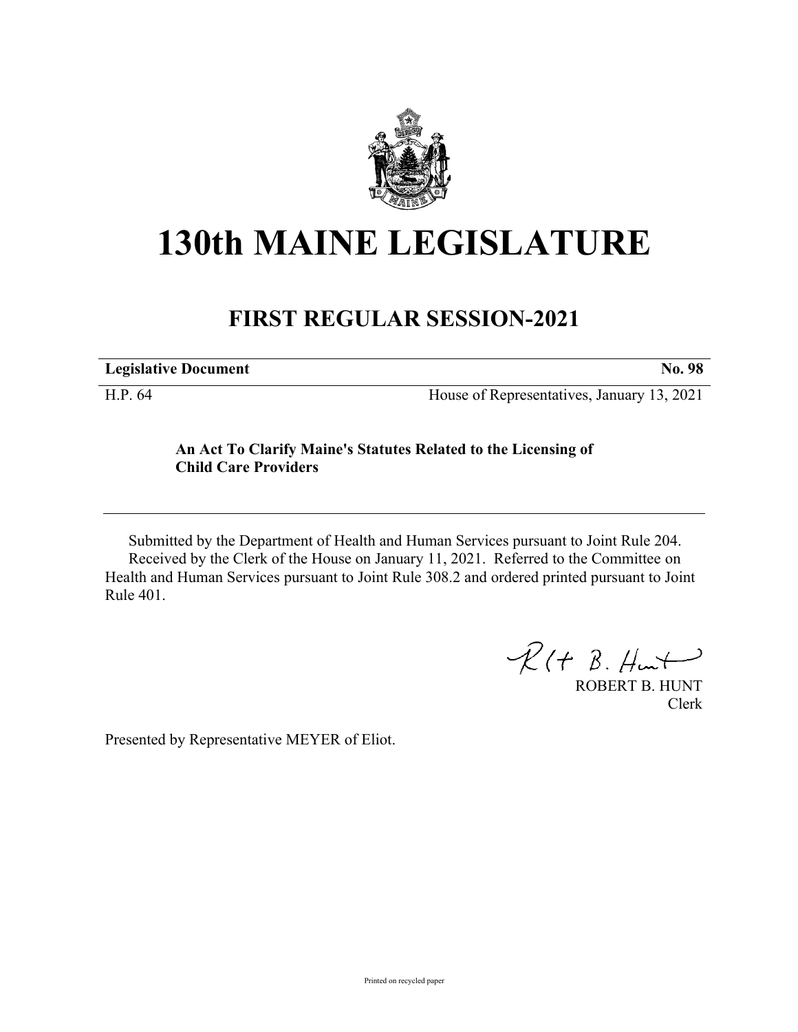# 130th MAINE LEGISLATURE

## FIRST REGULAR SESSION-2021

| **Legislative Document** | **No. 98** |
| --- | --- |
| H.P. 64 | House of Representatives, January 13, 2021 |

**An Act To Clarify Maine's Statutes Related to the Licensing of Child Care Providers**

Submitted by the Department of Health and Human Services pursuant to Joint Rule 204.
Received by the Clerk of the House on January 11, 2021. Referred to the Committee on Health and Human Services pursuant to Joint Rule 308.2 and ordered printed pursuant to Joint Rule 401.

ROBERT B. HUNT
Clerk

Presented by Representative MEYER of Eliot.

Printed on recycled paper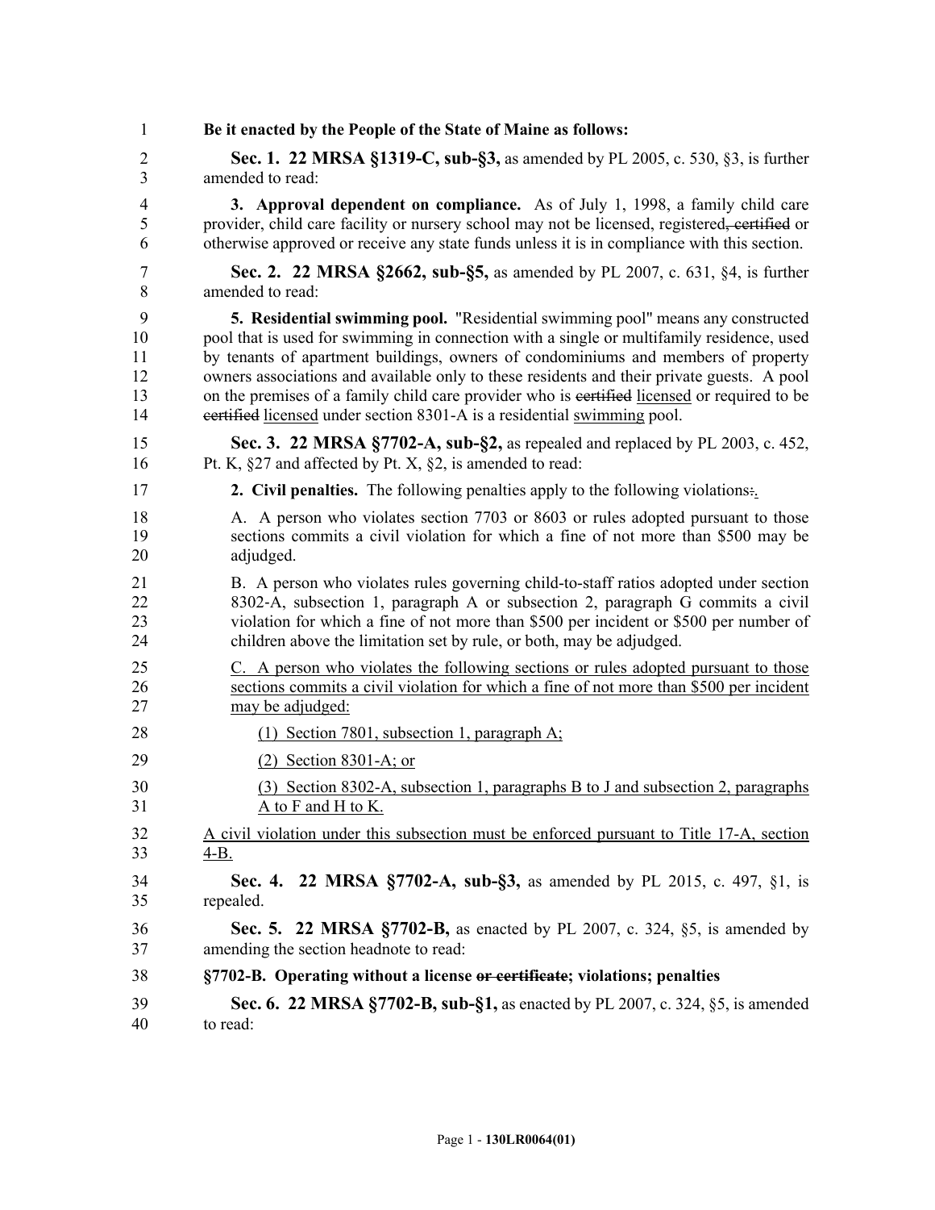**Be it enacted by the People of the State of Maine as follows:**

**Sec. 1. 22 MRSA §1319-C, sub-§3,** as amended by PL 2005, c. 530, §3, is further amended to read:

**3. Approval dependent on compliance.** As of July 1, 1998, a family child care provider, child care facility or nursery school may not be licensed, registered~~, certified~~ or otherwise approved or receive any state funds unless it is in compliance with this section.

**Sec. 2. 22 MRSA §2662, sub-§5,** as amended by PL 2007, c. 631, §4, is further amended to read:

**5. Residential swimming pool.** "Residential swimming pool" means any constructed pool that is used for swimming in connection with a single or multifamily residence, used by tenants of apartment buildings, owners of condominiums and members of property owners associations and available only to these residents and their private guests. A pool on the premises of a family child care provider who is ~~certified~~ licensed or required to be ~~certified~~ licensed under section 8301-A is a residential swimming pool.

**Sec. 3. 22 MRSA §7702-A, sub-§2,** as repealed and replaced by PL 2003, c. 452, Pt. K, §27 and affected by Pt. X, §2, is amended to read:

**2. Civil penalties.** The following penalties apply to the following violations~~:~~.

A. A person who violates section 7703 or 8603 or rules adopted pursuant to those sections commits a civil violation for which a fine of not more than $500 may be adjudged.

B. A person who violates rules governing child-to-staff ratios adopted under section 8302-A, subsection 1, paragraph A or subsection 2, paragraph G commits a civil violation for which a fine of not more than $500 per incident or $500 per number of children above the limitation set by rule, or both, may be adjudged.

C. A person who violates the following sections or rules adopted pursuant to those sections commits a civil violation for which a fine of not more than $500 per incident may be adjudged:

(1) Section 7801, subsection 1, paragraph A;

(2) Section 8301-A; or

(3) Section 8302-A, subsection 1, paragraphs B to J and subsection 2, paragraphs A to F and H to K.

A civil violation under this subsection must be enforced pursuant to Title 17-A, section 4-B.

**Sec. 4. 22 MRSA §7702-A, sub-§3,** as amended by PL 2015, c. 497, §1, is repealed.

**Sec. 5. 22 MRSA §7702-B,** as enacted by PL 2007, c. 324, §5, is amended by amending the section headnote to read:

**§7702-B. Operating without a license ~~or certificate~~; violations; penalties**

**Sec. 6. 22 MRSA §7702-B, sub-§1,** as enacted by PL 2007, c. 324, §5, is amended to read: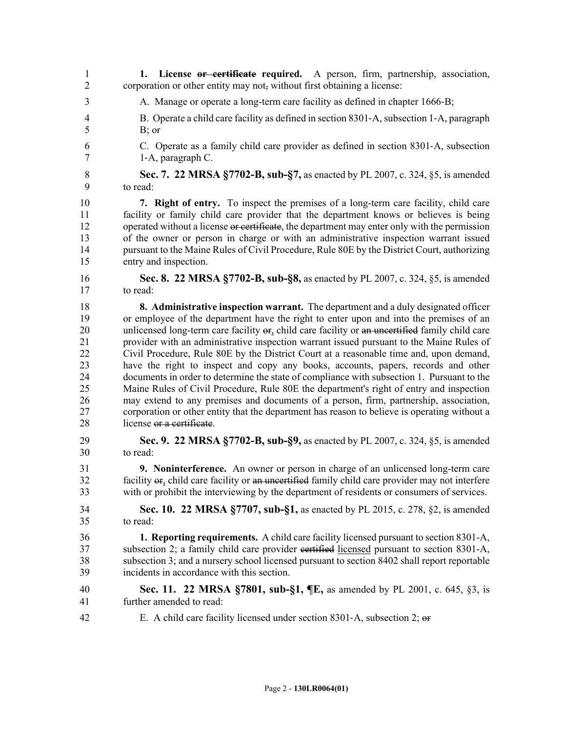**1. License ~~or certificate~~ required.** A person, firm, partnership, association, corporation or other entity may not~~,~~ without first obtaining a license:

A. Manage or operate a long-term care facility as defined in chapter 1666-B;

B. Operate a child care facility as defined in section 8301-A, subsection 1-A, paragraph B; or

C. Operate as a family child care provider as defined in section 8301-A, subsection 1-A, paragraph C.

**Sec. 7. 22 MRSA §7702-B, sub-§7,** as enacted by PL 2007, c. 324, §5, is amended to read:

**7. Right of entry.** To inspect the premises of a long-term care facility, child care facility or family child care provider that the department knows or believes is being operated without a license ~~or certificate~~, the department may enter only with the permission of the owner or person in charge or with an administrative inspection warrant issued pursuant to the Maine Rules of Civil Procedure, Rule 80E by the District Court, authorizing entry and inspection.

**Sec. 8. 22 MRSA §7702-B, sub-§8,** as enacted by PL 2007, c. 324, §5, is amended to read:

**8. Administrative inspection warrant.** The department and a duly designated officer or employee of the department have the right to enter upon and into the premises of an unlicensed long-term care facility ~~or~~, child care facility or ~~an uncertified~~ family child care provider with an administrative inspection warrant issued pursuant to the Maine Rules of Civil Procedure, Rule 80E by the District Court at a reasonable time and, upon demand, have the right to inspect and copy any books, accounts, papers, records and other documents in order to determine the state of compliance with subsection 1. Pursuant to the Maine Rules of Civil Procedure, Rule 80E the department's right of entry and inspection may extend to any premises and documents of a person, firm, partnership, association, corporation or other entity that the department has reason to believe is operating without a license ~~or a certificate~~.

**Sec. 9. 22 MRSA §7702-B, sub-§9,** as enacted by PL 2007, c. 324, §5, is amended to read:

**9. Noninterference.** An owner or person in charge of an unlicensed long-term care facility ~~or~~, child care facility or ~~an uncertified~~ family child care provider may not interfere with or prohibit the interviewing by the department of residents or consumers of services.

**Sec. 10. 22 MRSA §7707, sub-§1,** as enacted by PL 2015, c. 278, §2, is amended to read:

**1. Reporting requirements.** A child care facility licensed pursuant to section 8301-A, subsection 2; a family child care provider ~~certified~~ <u>licensed</u> pursuant to section 8301-A, subsection 3; and a nursery school licensed pursuant to section 8402 shall report reportable incidents in accordance with this section.

**Sec. 11. 22 MRSA §7801, sub-§1, ¶E,** as amended by PL 2001, c. 645, §3, is further amended to read:

E. A child care facility licensed under section 8301-A, subsection 2; ~~or~~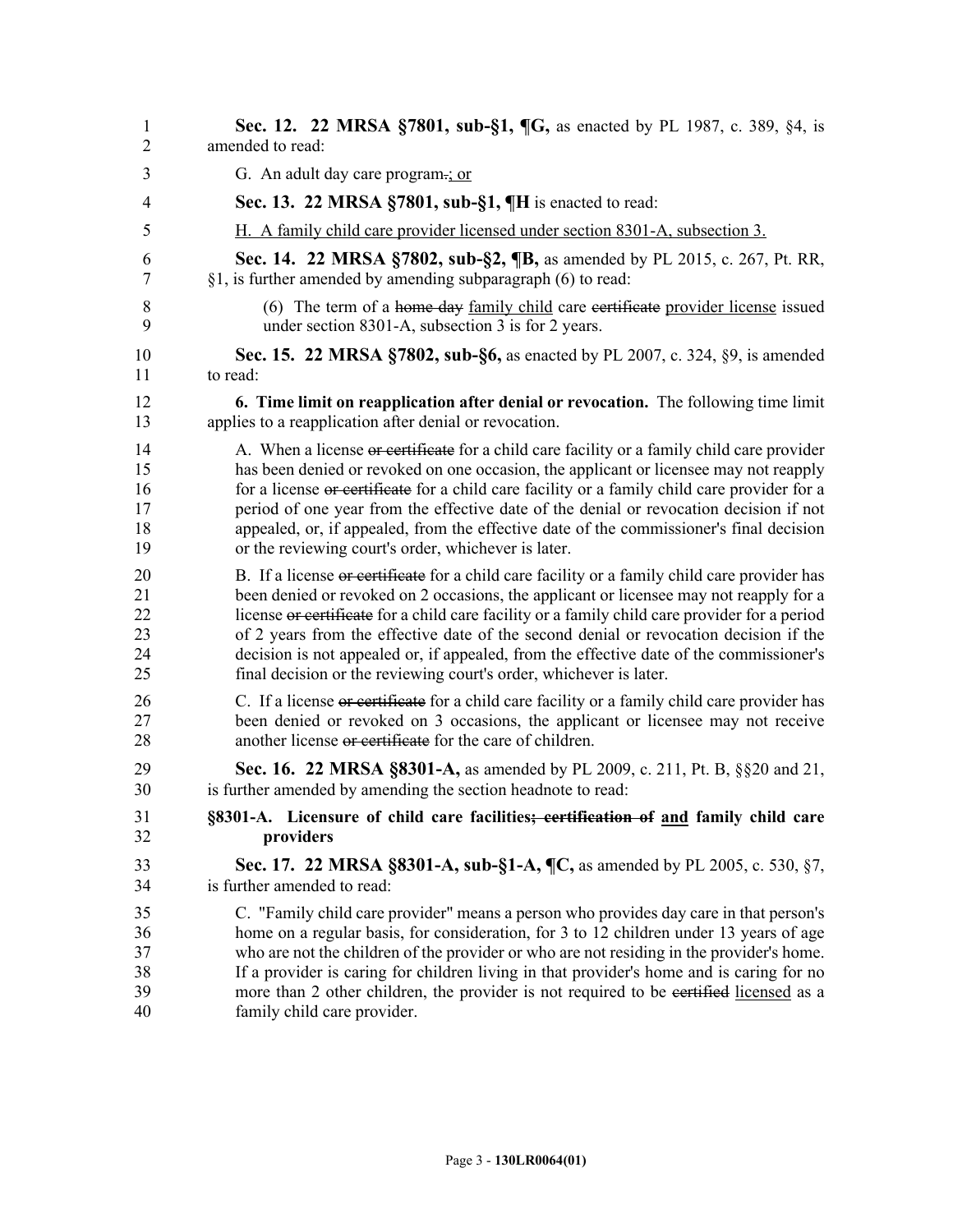**Sec. 12. 22 MRSA §7801, sub-§1, ¶G,** as enacted by PL 1987, c. 389, §4, is amended to read:

G. An adult day care program~~.~~; or

**Sec. 13. 22 MRSA §7801, sub-§1, ¶H** is enacted to read:

H. A family child care provider licensed under section 8301-A, subsection 3.

**Sec. 14. 22 MRSA §7802, sub-§2, ¶B,** as amended by PL 2015, c. 267, Pt. RR, §1, is further amended by amending subparagraph (6) to read:

(6) The term of a ~~home day~~ family child care ~~certificate~~ provider license issued under section 8301-A, subsection 3 is for 2 years.

**Sec. 15. 22 MRSA §7802, sub-§6,** as enacted by PL 2007, c. 324, §9, is amended to read:

**6. Time limit on reapplication after denial or revocation.** The following time limit applies to a reapplication after denial or revocation.

A. When a license ~~or certificate~~ for a child care facility or a family child care provider has been denied or revoked on one occasion, the applicant or licensee may not reapply for a license ~~or certificate~~ for a child care facility or a family child care provider for a period of one year from the effective date of the denial or revocation decision if not appealed, or, if appealed, from the effective date of the commissioner's final decision or the reviewing court's order, whichever is later.

B. If a license ~~or certificate~~ for a child care facility or a family child care provider has been denied or revoked on 2 occasions, the applicant or licensee may not reapply for a license ~~or certificate~~ for a child care facility or a family child care provider for a period of 2 years from the effective date of the second denial or revocation decision if the decision is not appealed or, if appealed, from the effective date of the commissioner's final decision or the reviewing court's order, whichever is later.

C. If a license ~~or certificate~~ for a child care facility or a family child care provider has been denied or revoked on 3 occasions, the applicant or licensee may not receive another license ~~or certificate~~ for the care of children.

**Sec. 16. 22 MRSA §8301-A,** as amended by PL 2009, c. 211, Pt. B, §§20 and 21, is further amended by amending the section headnote to read:

**§8301-A. Licensure of child care facilities~~; certification of~~ and family child care providers**

**Sec. 17. 22 MRSA §8301-A, sub-§1-A, ¶C,** as amended by PL 2005, c. 530, §7, is further amended to read:

C. "Family child care provider" means a person who provides day care in that person's home on a regular basis, for consideration, for 3 to 12 children under 13 years of age who are not the children of the provider or who are not residing in the provider's home. If a provider is caring for children living in that provider's home and is caring for no more than 2 other children, the provider is not required to be ~~certified~~ licensed as a family child care provider.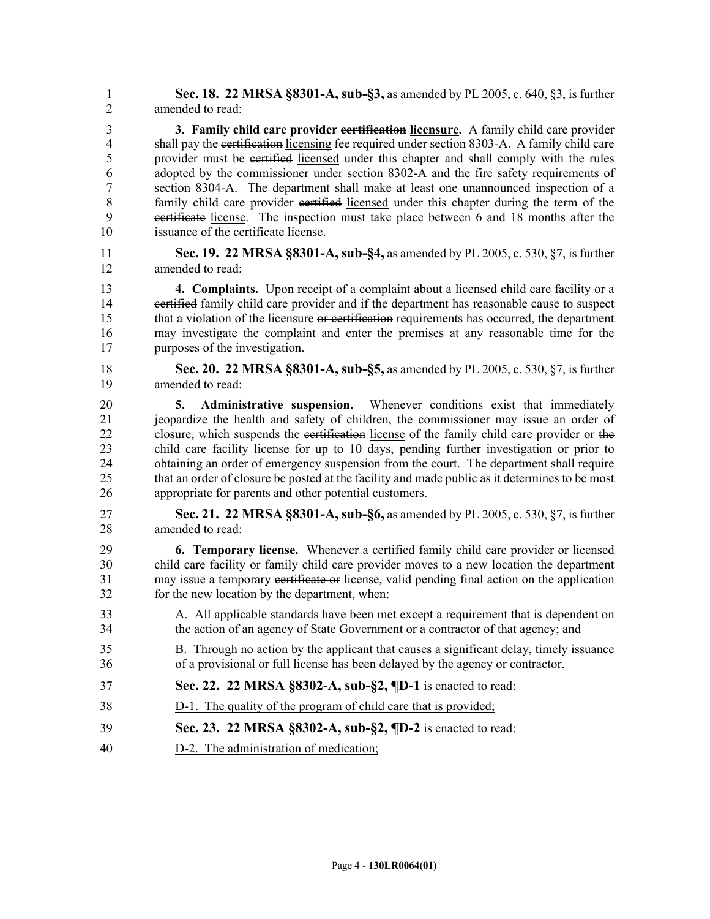**Sec. 18. 22 MRSA §8301-A, sub-§3,** as amended by PL 2005, c. 640, §3, is further amended to read:

**3. Family child care provider ~~certification~~ licensure.** A family child care provider shall pay the ~~certification~~ licensing fee required under section 8303-A. A family child care provider must be ~~certified~~ licensed under this chapter and shall comply with the rules adopted by the commissioner under section 8302-A and the fire safety requirements of section 8304-A. The department shall make at least one unannounced inspection of a family child care provider ~~certified~~ licensed under this chapter during the term of the ~~certificate~~ license. The inspection must take place between 6 and 18 months after the issuance of the ~~certificate~~ license.

**Sec. 19. 22 MRSA §8301-A, sub-§4,** as amended by PL 2005, c. 530, §7, is further amended to read:

**4. Complaints.** Upon receipt of a complaint about a licensed child care facility or ~~a certified~~ family child care provider and if the department has reasonable cause to suspect that a violation of the licensure ~~or certification~~ requirements has occurred, the department may investigate the complaint and enter the premises at any reasonable time for the purposes of the investigation.

**Sec. 20. 22 MRSA §8301-A, sub-§5,** as amended by PL 2005, c. 530, §7, is further amended to read:

**5. Administrative suspension.** Whenever conditions exist that immediately jeopardize the health and safety of children, the commissioner may issue an order of closure, which suspends the ~~certification~~ license of the family child care provider or ~~the~~ child care facility ~~license~~ for up to 10 days, pending further investigation or prior to obtaining an order of emergency suspension from the court. The department shall require that an order of closure be posted at the facility and made public as it determines to be most appropriate for parents and other potential customers.

**Sec. 21. 22 MRSA §8301-A, sub-§6,** as amended by PL 2005, c. 530, §7, is further amended to read:

**6. Temporary license.** Whenever a ~~certified family child care provider or~~ licensed child care facility or family child care provider moves to a new location the department may issue a temporary ~~certificate or~~ license, valid pending final action on the application for the new location by the department, when:

A. All applicable standards have been met except a requirement that is dependent on the action of an agency of State Government or a contractor of that agency; and

B. Through no action by the applicant that causes a significant delay, timely issuance of a provisional or full license has been delayed by the agency or contractor.

**Sec. 22. 22 MRSA §8302-A, sub-§2, ¶D-1** is enacted to read:

D-1. The quality of the program of child care that is provided;

**Sec. 23. 22 MRSA §8302-A, sub-§2, ¶D-2** is enacted to read:

D-2. The administration of medication;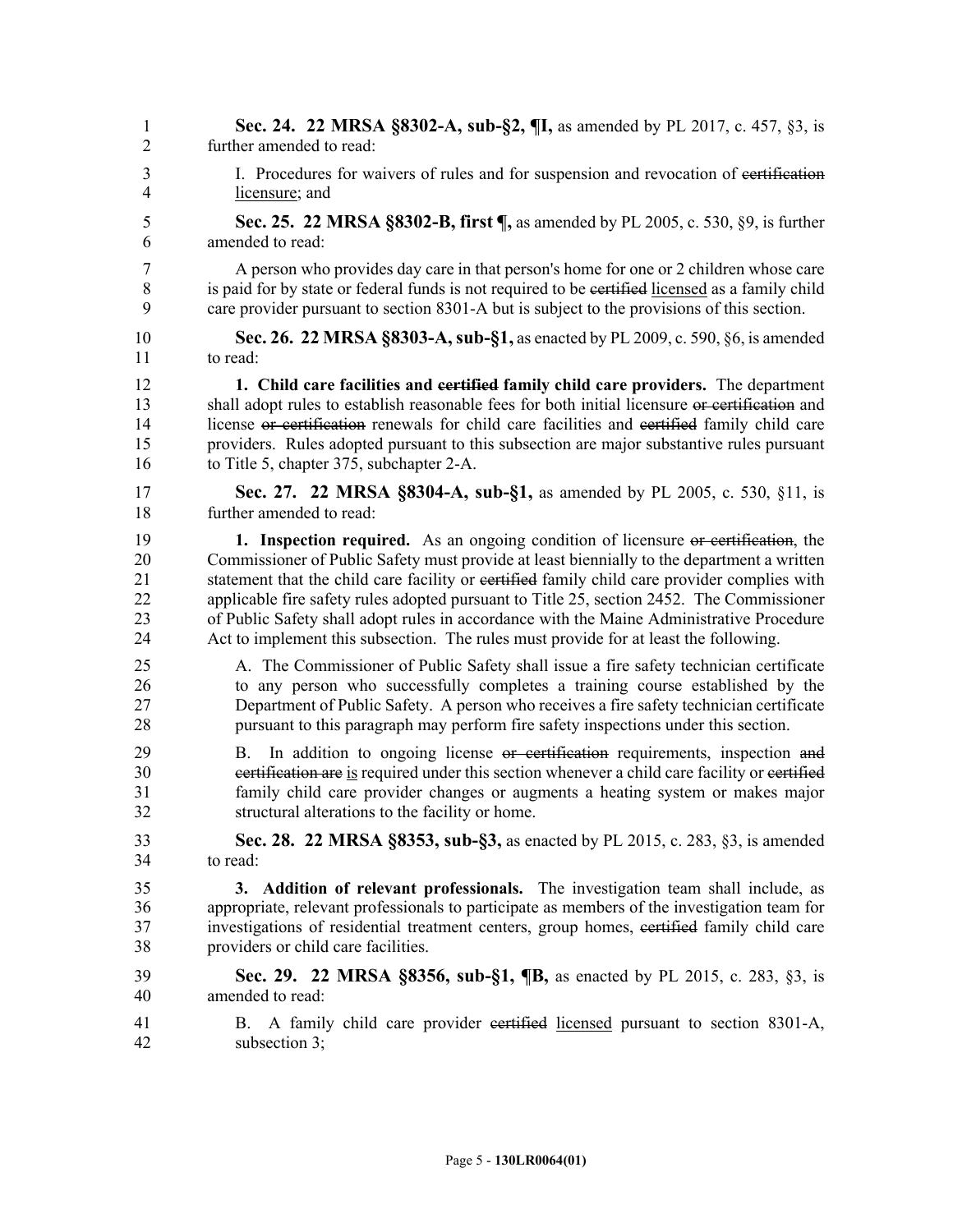**Sec. 24. 22 MRSA §8302-A, sub-§2, ¶I,** as amended by PL 2017, c. 457, §3, is further amended to read:

I. Procedures for waivers of rules and for suspension and revocation of ~~certification~~ <u>licensure</u>; and

**Sec. 25. 22 MRSA §8302-B, first ¶,** as amended by PL 2005, c. 530, §9, is further amended to read:

A person who provides day care in that person's home for one or 2 children whose care is paid for by state or federal funds is not required to be ~~certified~~ <u>licensed</u> as a family child care provider pursuant to section 8301-A but is subject to the provisions of this section.

**Sec. 26. 22 MRSA §8303-A, sub-§1,** as enacted by PL 2009, c. 590, §6, is amended to read:

**1. Child care facilities and ~~certified~~ family child care providers.** The department shall adopt rules to establish reasonable fees for both initial licensure ~~or certification~~ and license ~~or certification~~ renewals for child care facilities and ~~certified~~ family child care providers. Rules adopted pursuant to this subsection are major substantive rules pursuant to Title 5, chapter 375, subchapter 2-A.

**Sec. 27. 22 MRSA §8304-A, sub-§1,** as amended by PL 2005, c. 530, §11, is further amended to read:

**1. Inspection required.** As an ongoing condition of licensure ~~or certification~~, the Commissioner of Public Safety must provide at least biennially to the department a written statement that the child care facility or ~~certified~~ family child care provider complies with applicable fire safety rules adopted pursuant to Title 25, section 2452. The Commissioner of Public Safety shall adopt rules in accordance with the Maine Administrative Procedure Act to implement this subsection. The rules must provide for at least the following.

A. The Commissioner of Public Safety shall issue a fire safety technician certificate to any person who successfully completes a training course established by the Department of Public Safety. A person who receives a fire safety technician certificate pursuant to this paragraph may perform fire safety inspections under this section.

B. In addition to ongoing license ~~or certification~~ requirements, inspection ~~and certification are~~ <u>is</u> required under this section whenever a child care facility or ~~certified~~ family child care provider changes or augments a heating system or makes major structural alterations to the facility or home.

**Sec. 28. 22 MRSA §8353, sub-§3,** as enacted by PL 2015, c. 283, §3, is amended to read:

**3. Addition of relevant professionals.** The investigation team shall include, as appropriate, relevant professionals to participate as members of the investigation team for investigations of residential treatment centers, group homes, ~~certified~~ family child care providers or child care facilities.

**Sec. 29. 22 MRSA §8356, sub-§1, ¶B,** as enacted by PL 2015, c. 283, §3, is amended to read:

B. A family child care provider ~~certified~~ <u>licensed</u> pursuant to section 8301-A, subsection 3;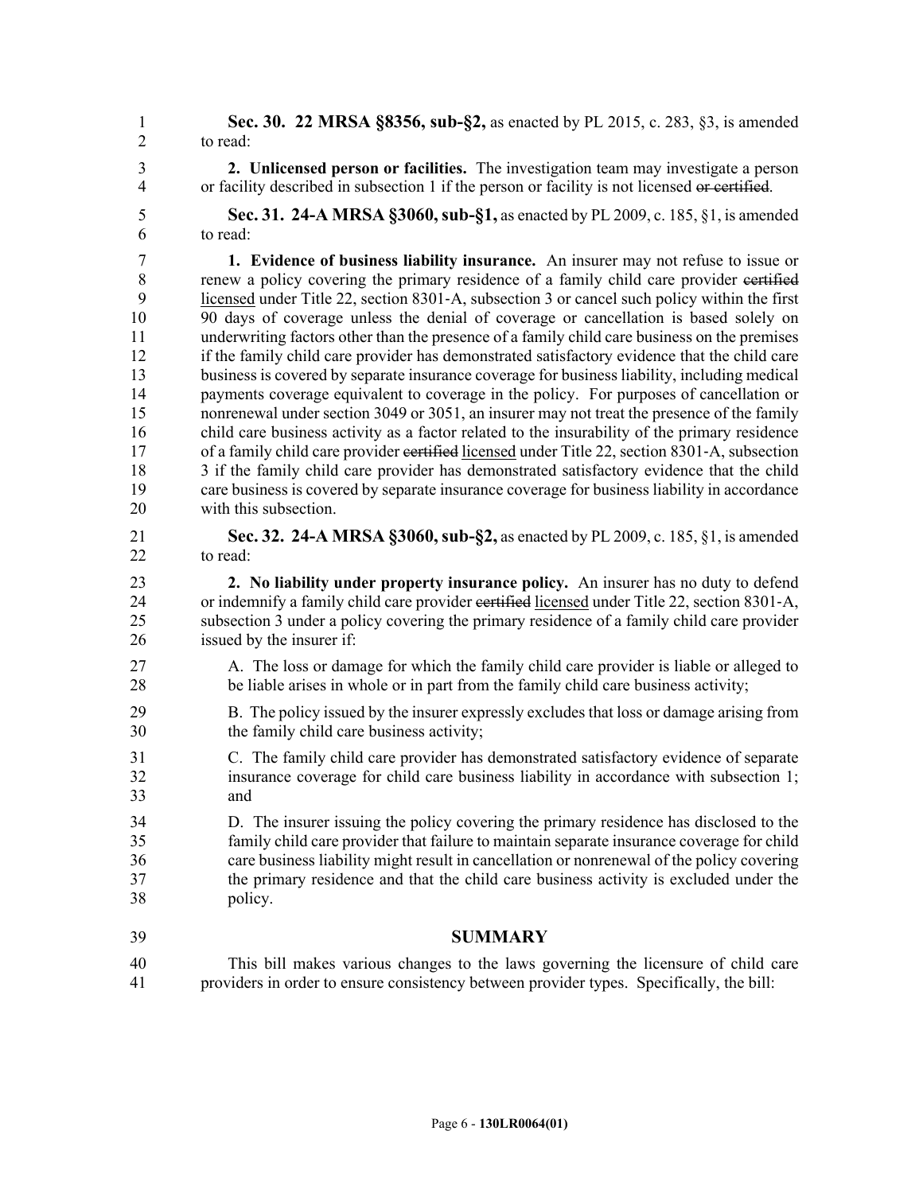**Sec. 30. 22 MRSA §8356, sub-§2,** as enacted by PL 2015, c. 283, §3, is amended to read:

**2. Unlicensed person or facilities.** The investigation team may investigate a person or facility described in subsection 1 if the person or facility is not licensed ~~or certified~~.

**Sec. 31. 24-A MRSA §3060, sub-§1,** as enacted by PL 2009, c. 185, §1, is amended to read:

**1. Evidence of business liability insurance.** An insurer may not refuse to issue or renew a policy covering the primary residence of a family child care provider ~~certified~~ <u>licensed</u> under Title 22, section 8301-A, subsection 3 or cancel such policy within the first 90 days of coverage unless the denial of coverage or cancellation is based solely on underwriting factors other than the presence of a family child care business on the premises if the family child care provider has demonstrated satisfactory evidence that the child care business is covered by separate insurance coverage for business liability, including medical payments coverage equivalent to coverage in the policy. For purposes of cancellation or nonrenewal under section 3049 or 3051, an insurer may not treat the presence of the family child care business activity as a factor related to the insurability of the primary residence of a family child care provider ~~certified~~ <u>licensed</u> under Title 22, section 8301-A, subsection 3 if the family child care provider has demonstrated satisfactory evidence that the child care business is covered by separate insurance coverage for business liability in accordance with this subsection.

**Sec. 32. 24-A MRSA §3060, sub-§2,** as enacted by PL 2009, c. 185, §1, is amended to read:

**2. No liability under property insurance policy.** An insurer has no duty to defend or indemnify a family child care provider ~~certified~~ <u>licensed</u> under Title 22, section 8301-A, subsection 3 under a policy covering the primary residence of a family child care provider issued by the insurer if:

A. The loss or damage for which the family child care provider is liable or alleged to be liable arises in whole or in part from the family child care business activity;

B. The policy issued by the insurer expressly excludes that loss or damage arising from the family child care business activity;

C. The family child care provider has demonstrated satisfactory evidence of separate insurance coverage for child care business liability in accordance with subsection 1; and

D. The insurer issuing the policy covering the primary residence has disclosed to the family child care provider that failure to maintain separate insurance coverage for child care business liability might result in cancellation or nonrenewal of the policy covering the primary residence and that the child care business activity is excluded under the policy.

## SUMMARY

This bill makes various changes to the laws governing the licensure of child care providers in order to ensure consistency between provider types. Specifically, the bill: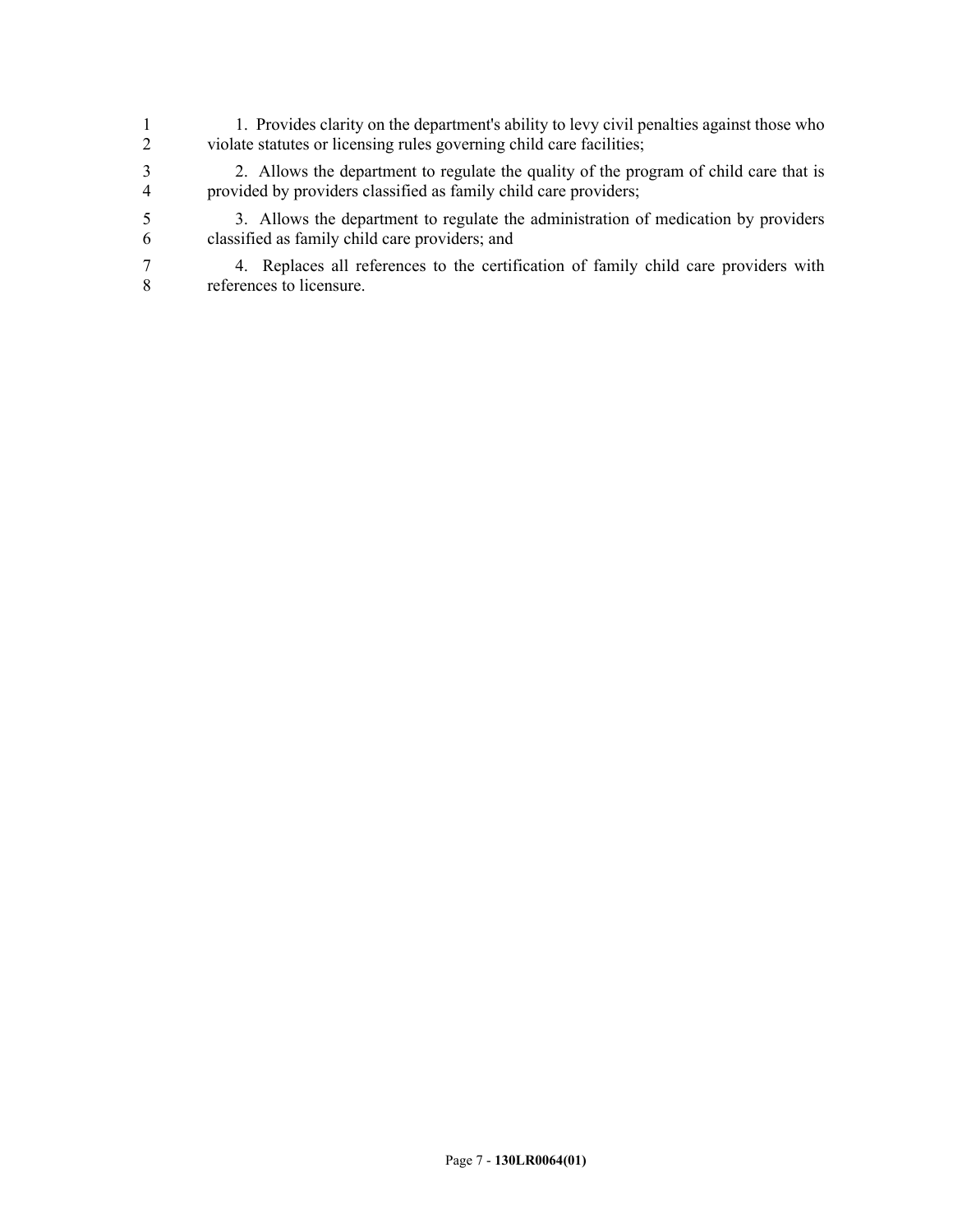1. Provides clarity on the department's ability to levy civil penalties against those who violate statutes or licensing rules governing child care facilities;

2. Allows the department to regulate the quality of the program of child care that is provided by providers classified as family child care providers;

3. Allows the department to regulate the administration of medication by providers classified as family child care providers; and

4. Replaces all references to the certification of family child care providers with references to licensure.